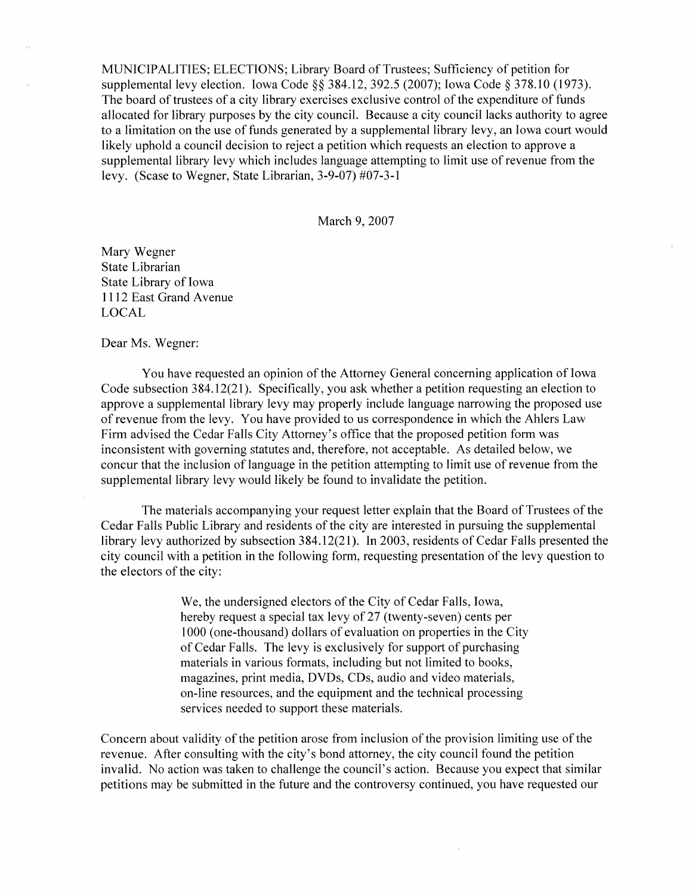MUNICIPALITIES; ELECTIONS; Library Board of Trustees; Sufficiency of petition for supplemental levy election. Iowa Code §§ 384.12, 392.5 (2007); Iowa Code § 378.10 (1973). The board of trustees of a city library exercises exclusive control of the expenditure of funds allocated for library purposes by the city council. Because a city council lacks authority to agree to a limitation on the use of funds generated by a supplemental library levy, an Iowa court would likely uphold a council decision to reject a petition which requests an election to approve a supplemental library levy which includes language attempting to limit use of revenue from the levy. (Scase to Wegner, State Librarian, 3-9-07) #07-3-1

March 9, 2007

Mary Wegner
State Librarian
State Library of Iowa
1112 East Grand Avenue
LOCAL

Dear Ms. Wegner:

You have requested an opinion of the Attorney General concerning application of Iowa Code subsection 384.12(21). Specifically, you ask whether a petition requesting an election to approve a supplemental library levy may properly include language narrowing the proposed use of revenue from the levy. You have provided to us correspondence in which the Ahlers Law Firm advised the Cedar Falls City Attorney's office that the proposed petition form was inconsistent with governing statutes and, therefore, not acceptable. As detailed below, we concur that the inclusion of language in the petition attempting to limit use of revenue from the supplemental library levy would likely be found to invalidate the petition.

The materials accompanying your request letter explain that the Board of Trustees of the Cedar Falls Public Library and residents of the city are interested in pursuing the supplemental library levy authorized by subsection 384.12(21). In 2003, residents of Cedar Falls presented the city council with a petition in the following form, requesting presentation of the levy question to the electors of the city:

> We, the undersigned electors of the City of Cedar Falls, Iowa, hereby request a special tax levy of 27 (twenty-seven) cents per 1000 (one-thousand) dollars of evaluation on properties in the City of Cedar Falls. The levy is exclusively for support of purchasing materials in various formats, including but not limited to books, magazines, print media, DVDs, CDs, audio and video materials, on-line resources, and the equipment and the technical processing services needed to support these materials.

Concern about validity of the petition arose from inclusion of the provision limiting use of the revenue. After consulting with the city's bond attorney, the city council found the petition invalid. No action was taken to challenge the council's action. Because you expect that similar petitions may be submitted in the future and the controversy continued, you have requested our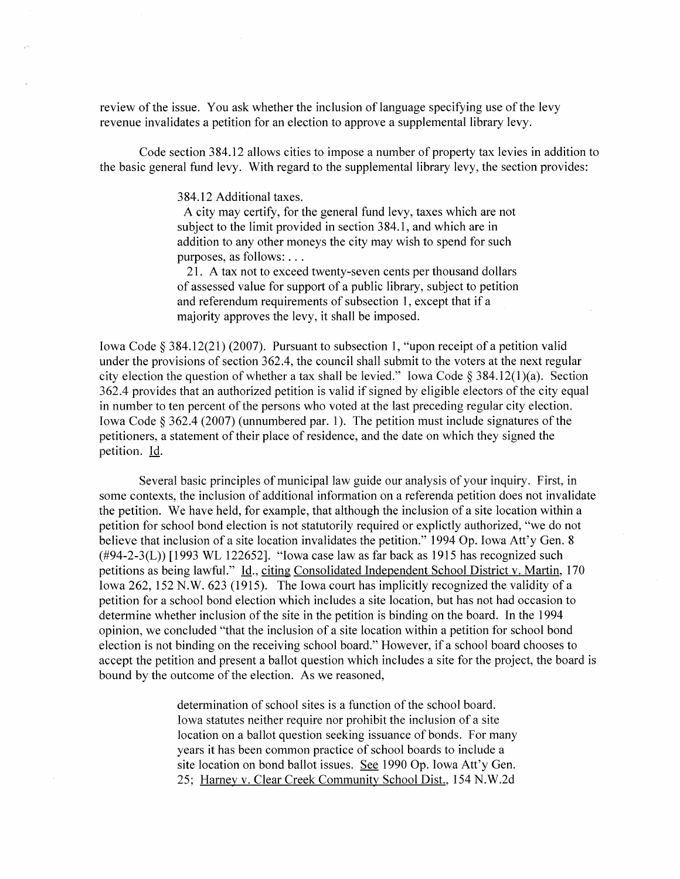review of the issue. You ask whether the inclusion of language specifying use of the levy revenue invalidates a petition for an election to approve a supplemental library levy.

Code section 384.12 allows cities to impose a number of property tax levies in addition to the basic general fund levy. With regard to the supplemental library levy, the section provides:

> 384.12 Additional taxes.
>
> A city may certify, for the general fund levy, taxes which are not subject to the limit provided in section 384.1, and which are in addition to any other moneys the city may wish to spend for such purposes, as follows: . . .
>
> 21. A tax not to exceed twenty-seven cents per thousand dollars of assessed value for support of a public library, subject to petition and referendum requirements of subsection 1, except that if a majority approves the levy, it shall be imposed.

Iowa Code § 384.12(21) (2007). Pursuant to subsection 1, "upon receipt of a petition valid under the provisions of section 362.4, the council shall submit to the voters at the next regular city election the question of whether a tax shall be levied." Iowa Code § 384.12(1)(a). Section 362.4 provides that an authorized petition is valid if signed by eligible electors of the city equal in number to ten percent of the persons who voted at the last preceding regular city election. Iowa Code § 362.4 (2007) (unnumbered par. 1). The petition must include signatures of the petitioners, a statement of their place of residence, and the date on which they signed the petition. Id.

Several basic principles of municipal law guide our analysis of your inquiry. First, in some contexts, the inclusion of additional information on a referenda petition does not invalidate the petition. We have held, for example, that although the inclusion of a site location within a petition for school bond election is not statutorily required or explictly authorized, "we do not believe that inclusion of a site location invalidates the petition." 1994 Op. Iowa Att'y Gen. 8 (#94-2-3(L)) [1993 WL 122652]. "Iowa case law as far back as 1915 has recognized such petitions as being lawful." Id., citing Consolidated Independent School District v. Martin, 170 Iowa 262, 152 N.W. 623 (1915). The Iowa court has implicitly recognized the validity of a petition for a school bond election which includes a site location, but has not had occasion to determine whether inclusion of the site in the petition is binding on the board. In the 1994 opinion, we concluded "that the inclusion of a site location within a petition for school bond election is not binding on the receiving school board." However, if a school board chooses to accept the petition and present a ballot question which includes a site for the project, the board is bound by the outcome of the election. As we reasoned,

> determination of school sites is a function of the school board. Iowa statutes neither require nor prohibit the inclusion of a site location on a ballot question seeking issuance of bonds. For many years it has been common practice of school boards to include a site location on bond ballot issues. See 1990 Op. Iowa Att'y Gen. 25; Harney v. Clear Creek Community School Dist., 154 N.W.2d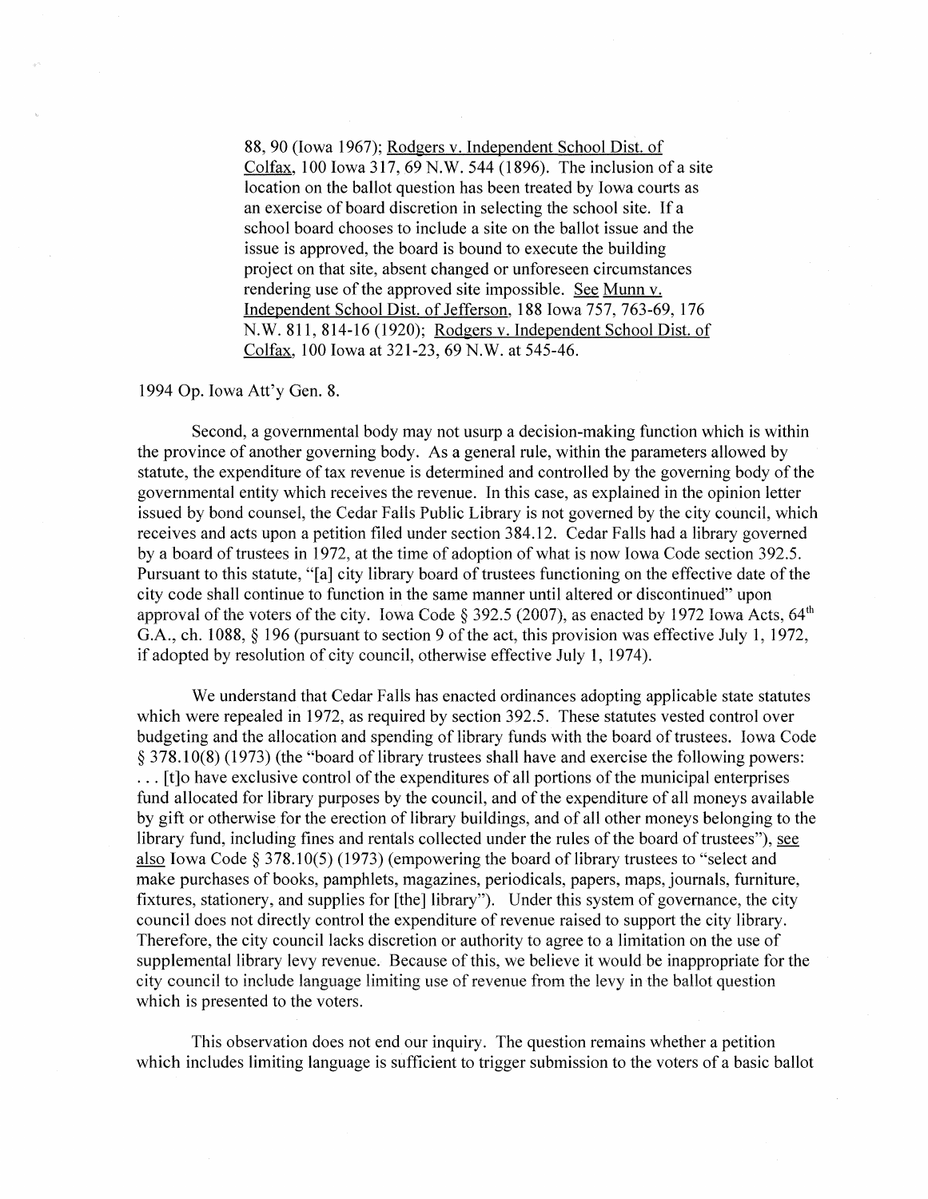> 88, 90 (Iowa 1967); Rodgers v. Independent School Dist. of Colfax, 100 Iowa 317, 69 N.W. 544 (1896). The inclusion of a site location on the ballot question has been treated by Iowa courts as an exercise of board discretion in selecting the school site. If a school board chooses to include a site on the ballot issue and the issue is approved, the board is bound to execute the building project on that site, absent changed or unforeseen circumstances rendering use of the approved site impossible. See Munn v. Independent School Dist. of Jefferson, 188 Iowa 757, 763-69, 176 N.W. 811, 814-16 (1920); Rodgers v. Independent School Dist. of Colfax, 100 Iowa at 321-23, 69 N.W. at 545-46.

1994 Op. Iowa Att'y Gen. 8.

Second, a governmental body may not usurp a decision-making function which is within the province of another governing body. As a general rule, within the parameters allowed by statute, the expenditure of tax revenue is determined and controlled by the governing body of the governmental entity which receives the revenue. In this case, as explained in the opinion letter issued by bond counsel, the Cedar Falls Public Library is not governed by the city council, which receives and acts upon a petition filed under section 384.12. Cedar Falls had a library governed by a board of trustees in 1972, at the time of adoption of what is now Iowa Code section 392.5. Pursuant to this statute, "[a] city library board of trustees functioning on the effective date of the city code shall continue to function in the same manner until altered or discontinued" upon approval of the voters of the city. Iowa Code § 392.5 (2007), as enacted by 1972 Iowa Acts, 64th G.A., ch. 1088, § 196 (pursuant to section 9 of the act, this provision was effective July 1, 1972, if adopted by resolution of city council, otherwise effective July 1, 1974).

We understand that Cedar Falls has enacted ordinances adopting applicable state statutes which were repealed in 1972, as required by section 392.5. These statutes vested control over budgeting and the allocation and spending of library funds with the board of trustees. Iowa Code § 378.10(8) (1973) (the "board of library trustees shall have and exercise the following powers: . . . [t]o have exclusive control of the expenditures of all portions of the municipal enterprises fund allocated for library purposes by the council, and of the expenditure of all moneys available by gift or otherwise for the erection of library buildings, and of all other moneys belonging to the library fund, including fines and rentals collected under the rules of the board of trustees"), see also Iowa Code § 378.10(5) (1973) (empowering the board of library trustees to "select and make purchases of books, pamphlets, magazines, periodicals, papers, maps, journals, furniture, fixtures, stationery, and supplies for [the] library"). Under this system of governance, the city council does not directly control the expenditure of revenue raised to support the city library. Therefore, the city council lacks discretion or authority to agree to a limitation on the use of supplemental library levy revenue. Because of this, we believe it would be inappropriate for the city council to include language limiting use of revenue from the levy in the ballot question which is presented to the voters.

This observation does not end our inquiry. The question remains whether a petition which includes limiting language is sufficient to trigger submission to the voters of a basic ballot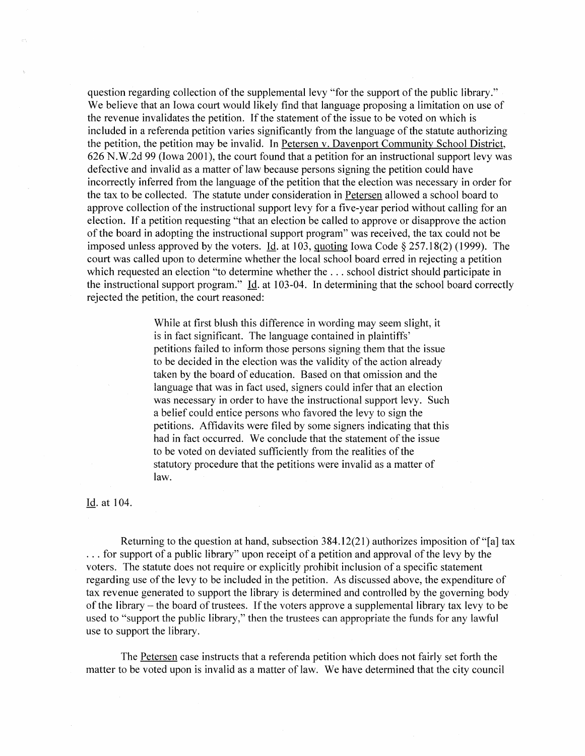question regarding collection of the supplemental levy "for the support of the public library." We believe that an Iowa court would likely find that language proposing a limitation on use of the revenue invalidates the petition. If the statement of the issue to be voted on which is included in a referenda petition varies significantly from the language of the statute authorizing the petition, the petition may be invalid. In Petersen v. Davenport Community School District, 626 N.W.2d 99 (Iowa 2001), the court found that a petition for an instructional support levy was defective and invalid as a matter of law because persons signing the petition could have incorrectly inferred from the language of the petition that the election was necessary in order for the tax to be collected. The statute under consideration in Petersen allowed a school board to approve collection of the instructional support levy for a five-year period without calling for an election. If a petition requesting "that an election be called to approve or disapprove the action of the board in adopting the instructional support program" was received, the tax could not be imposed unless approved by the voters. Id. at 103, quoting Iowa Code § 257.18(2) (1999). The court was called upon to determine whether the local school board erred in rejecting a petition which requested an election "to determine whether the . . . school district should participate in the instructional support program." Id. at 103-04. In determining that the school board correctly rejected the petition, the court reasoned:

> While at first blush this difference in wording may seem slight, it is in fact significant. The language contained in plaintiffs' petitions failed to inform those persons signing them that the issue to be decided in the election was the validity of the action already taken by the board of education. Based on that omission and the language that was in fact used, signers could infer that an election was necessary in order to have the instructional support levy. Such a belief could entice persons who favored the levy to sign the petitions. Affidavits were filed by some signers indicating that this had in fact occurred. We conclude that the statement of the issue to be voted on deviated sufficiently from the realities of the statutory procedure that the petitions were invalid as a matter of law.

Id. at 104.

Returning to the question at hand, subsection 384.12(21) authorizes imposition of "[a] tax . . . for support of a public library" upon receipt of a petition and approval of the levy by the voters. The statute does not require or explicitly prohibit inclusion of a specific statement regarding use of the levy to be included in the petition. As discussed above, the expenditure of tax revenue generated to support the library is determined and controlled by the governing body of the library – the board of trustees. If the voters approve a supplemental library tax levy to be used to "support the public library," then the trustees can appropriate the funds for any lawful use to support the library.

The Petersen case instructs that a referenda petition which does not fairly set forth the matter to be voted upon is invalid as a matter of law. We have determined that the city council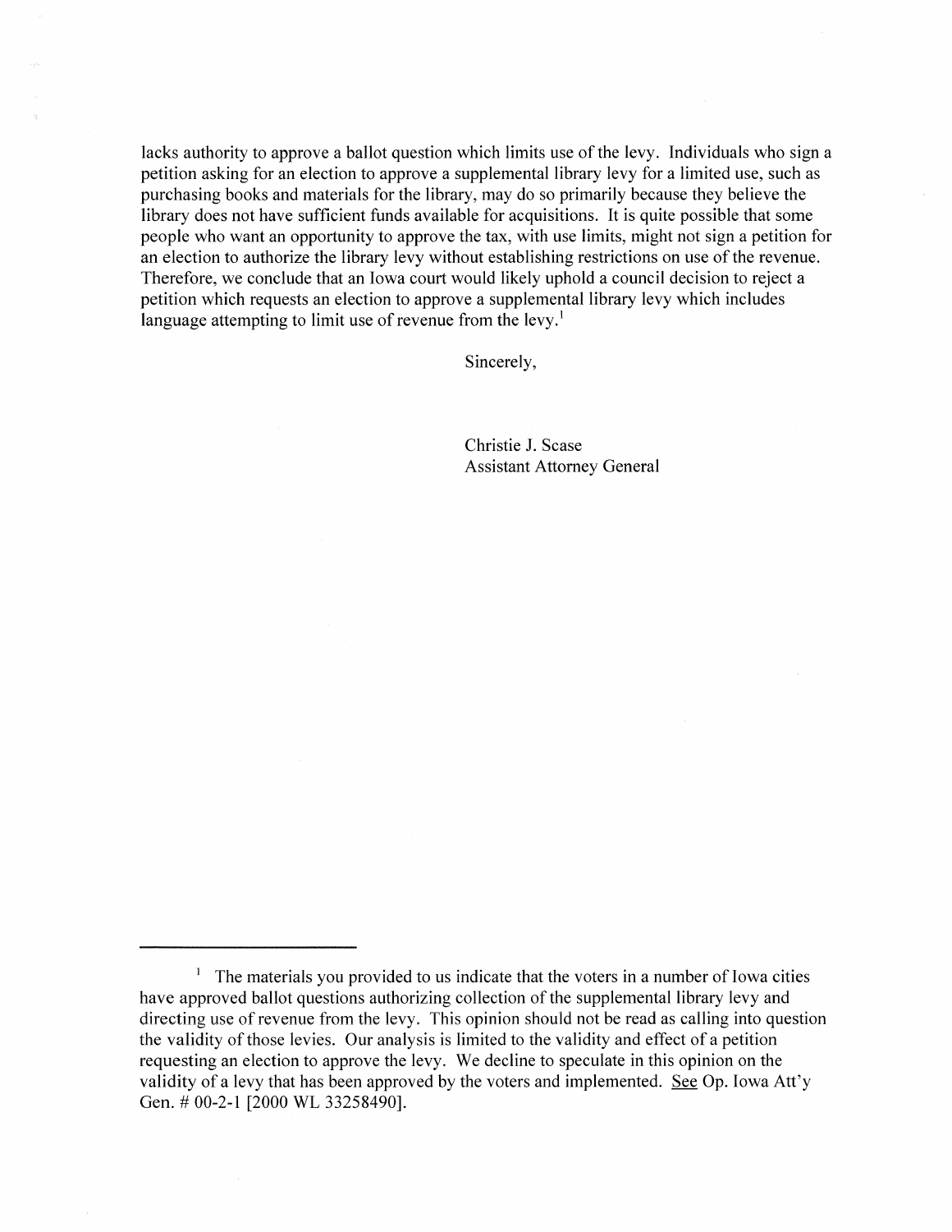lacks authority to approve a ballot question which limits use of the levy. Individuals who sign a petition asking for an election to approve a supplemental library levy for a limited use, such as purchasing books and materials for the library, may do so primarily because they believe the library does not have sufficient funds available for acquisitions. It is quite possible that some people who want an opportunity to approve the tax, with use limits, might not sign a petition for an election to authorize the library levy without establishing restrictions on use of the revenue. Therefore, we conclude that an Iowa court would likely uphold a council decision to reject a petition which requests an election to approve a supplemental library levy which includes language attempting to limit use of revenue from the levy.[1]

Sincerely,

Christie J. Scase
Assistant Attorney General

---

[1] The materials you provided to us indicate that the voters in a number of Iowa cities have approved ballot questions authorizing collection of the supplemental library levy and directing use of revenue from the levy. This opinion should not be read as calling into question the validity of those levies. Our analysis is limited to the validity and effect of a petition requesting an election to approve the levy. We decline to speculate in this opinion on the validity of a levy that has been approved by the voters and implemented. See Op. Iowa Att'y Gen. # 00-2-1 [2000 WL 33258490].